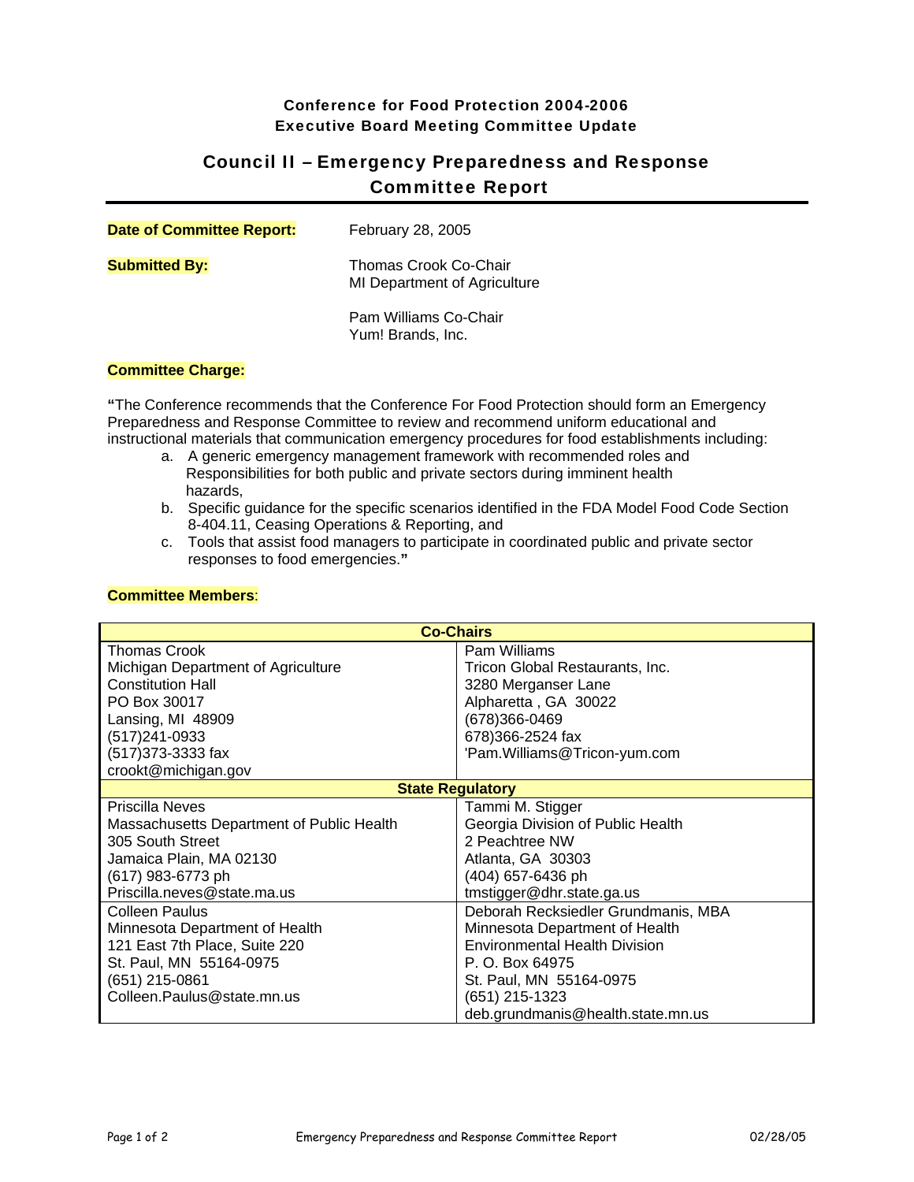**Conference for Food Protection 2004-2006**
**Executive Board Meeting Committee Update**

# Council II – Emergency Preparedness and Response Committee Report

**Date of Committee Report:** February 28, 2005

**Submitted By:** Thomas Crook Co-Chair
MI Department of Agriculture

Pam Williams Co-Chair
Yum! Brands, Inc.

**Committee Charge:**

**"**The Conference recommends that the Conference For Food Protection should form an Emergency Preparedness and Response Committee to review and recommend uniform educational and instructional materials that communication emergency procedures for food establishments including:

a. A generic emergency management framework with recommended roles and Responsibilities for both public and private sectors during imminent health hazards,
b. Specific guidance for the specific scenarios identified in the FDA Model Food Code Section 8-404.11, Ceasing Operations & Reporting, and
c. Tools that assist food managers to participate in coordinated public and private sector responses to food emergencies.**"**

**Committee Members**:

| **Co-Chairs** | |
|---|---|
| Thomas Crook<br>Michigan Department of Agriculture<br>Constitution Hall<br>PO Box 30017<br>Lansing, MI 48909<br>(517)241-0933<br>(517)373-3333 fax<br>crookt@michigan.gov | Pam Williams<br>Tricon Global Restaurants, Inc.<br>3280 Merganser Lane<br>Alpharetta , GA 30022<br>(678)366-0469<br>678)366-2524 fax<br>'Pam.Williams@Tricon-yum.com |
| **State Regulatory** | |
| Priscilla Neves<br>Massachusetts Department of Public Health<br>305 South Street<br>Jamaica Plain, MA 02130<br>(617) 983-6773 ph<br>Priscilla.neves@state.ma.us | Tammi M. Stigger<br>Georgia Division of Public Health<br>2 Peachtree NW<br>Atlanta, GA 30303<br>(404) 657-6436 ph<br>tmstigger@dhr.state.ga.us |
| Colleen Paulus<br>Minnesota Department of Health<br>121 East 7th Place, Suite 220<br>St. Paul, MN 55164-0975<br>(651) 215-0861<br>Colleen.Paulus@state.mn.us | Deborah Recksiedler Grundmanis, MBA<br>Minnesota Department of Health<br>Environmental Health Division<br>P. O. Box 64975<br>St. Paul, MN 55164-0975<br>(651) 215-1323<br>deb.grundmanis@health.state.mn.us |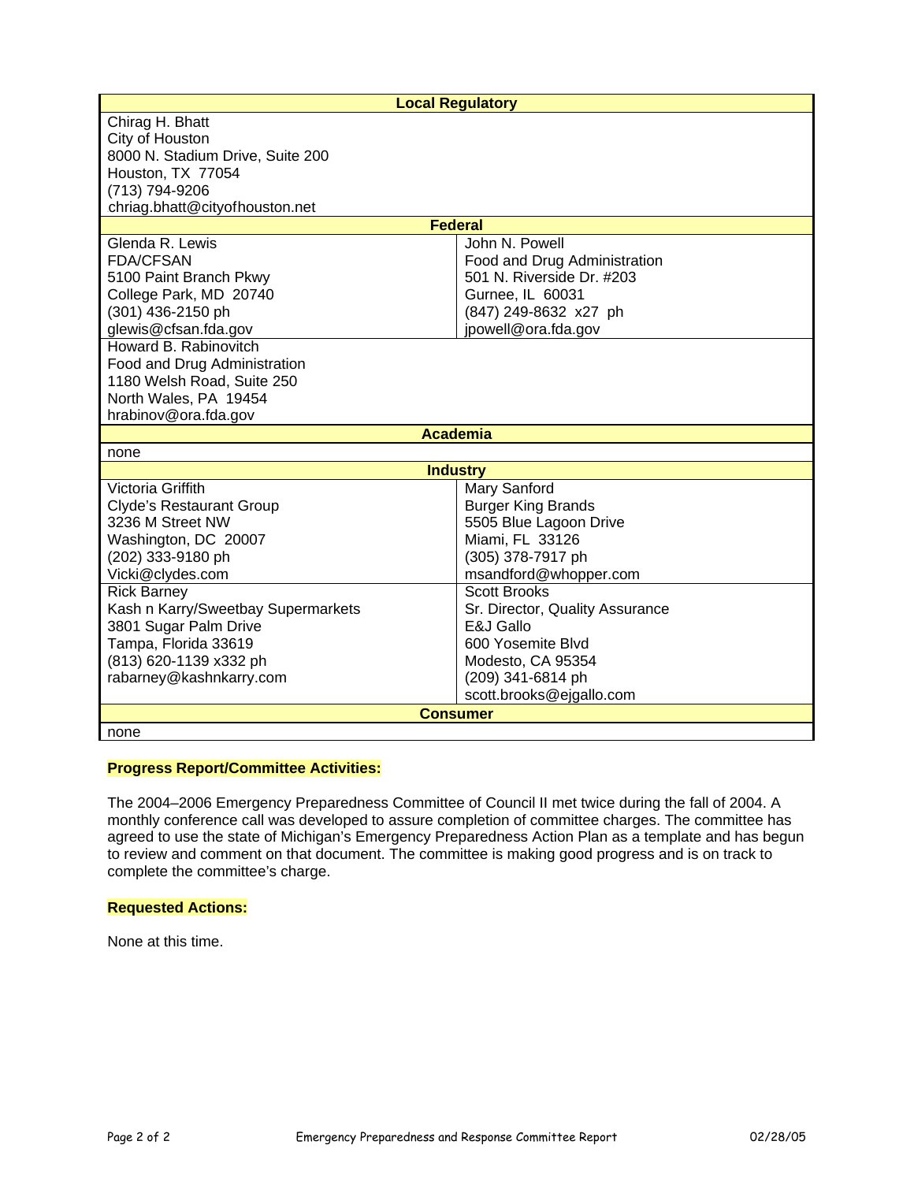| Local Regulatory | |
|---|---|
| Chirag H. Bhatt<br>City of Houston<br>8000 N. Stadium Drive, Suite 200<br>Houston, TX 77054<br>(713) 794-9206<br>chriag.bhatt@cityofhouston.net | |
| **Federal** | |
| Glenda R. Lewis<br>FDA/CFSAN<br>5100 Paint Branch Pkwy<br>College Park, MD 20740<br>(301) 436-2150 ph<br>glewis@cfsan.fda.gov | John N. Powell<br>Food and Drug Administration<br>501 N. Riverside Dr. #203<br>Gurnee, IL 60031<br>(847) 249-8632 x27 ph<br>jpowell@ora.fda.gov |
| Howard B. Rabinovitch<br>Food and Drug Administration<br>1180 Welsh Road, Suite 250<br>North Wales, PA 19454<br>hrabinov@ora.fda.gov | |
| **Academia** | |
| none | |
| **Industry** | |
| Victoria Griffith<br>Clyde's Restaurant Group<br>3236 M Street NW<br>Washington, DC 20007<br>(202) 333-9180 ph<br>Vicki@clydes.com | Mary Sanford<br>Burger King Brands<br>5505 Blue Lagoon Drive<br>Miami, FL 33126<br>(305) 378-7917 ph<br>msandford@whopper.com |
| Rick Barney<br>Kash n Karry/Sweetbay Supermarkets<br>3801 Sugar Palm Drive<br>Tampa, Florida 33619<br>(813) 620-1139 x332 ph<br>rabarney@kashnkarry.com | Scott Brooks<br>Sr. Director, Quality Assurance<br>E&J Gallo<br>600 Yosemite Blvd<br>Modesto, CA 95354<br>(209) 341-6814 ph<br>scott.brooks@ejgallo.com |
| **Consumer** | |
| none | |

**Progress Report/Committee Activities:**

The 2004–2006 Emergency Preparedness Committee of Council II met twice during the fall of 2004. A monthly conference call was developed to assure completion of committee charges. The committee has agreed to use the state of Michigan's Emergency Preparedness Action Plan as a template and has begun to review and comment on that document. The committee is making good progress and is on track to complete the committee's charge.

**Requested Actions:**

None at this time.